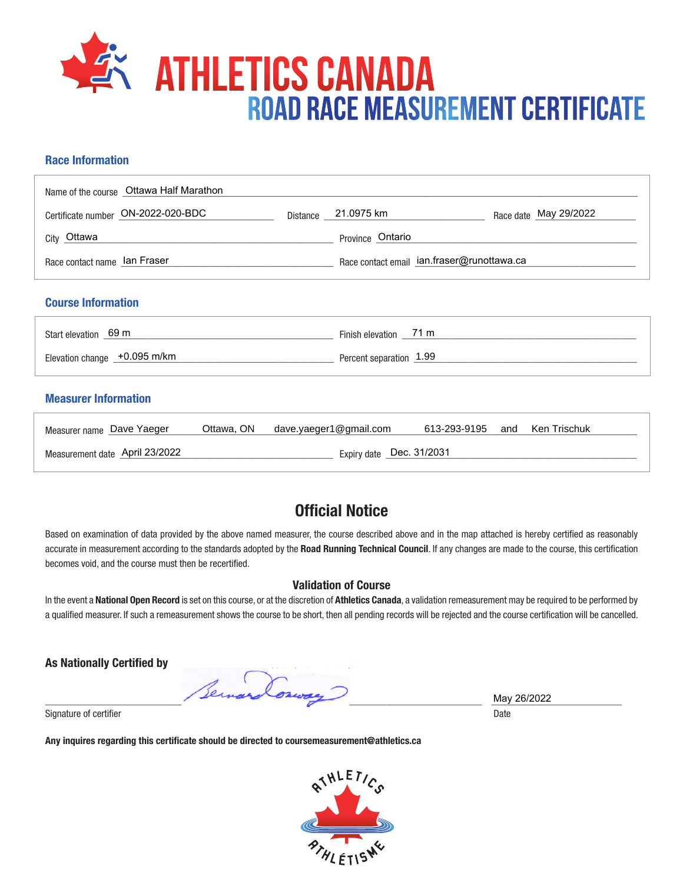# ATHLETICS CANADA

## ROAD RACE MEASUREMENT CERTIFICATE

### Race Information

Name of the course: Ottawa Half Marathon

Certificate number: ON-2022-020-BDC — Distance: 21.0975 km — Race date: May 29/2022

City: Ottawa — Province: Ontario

Race contact name: Ian Fraser — Race contact email: ian.fraser@runottawa.ca

### Course Information

Start elevation: 69 m — Finish elevation: 71 m

Elevation change: +0.095 m/km — Percent separation: 1.99

### Measurer Information

Measurer name: Dave Yaeger Ottawa, ON dave.yaeger1@gmail.com 613-293-9195 and Ken Trischuk

Measurement date: April 23/2022 — Expiry date: Dec. 31/2031

## Official Notice

Based on examination of data provided by the above named measurer, the course described above and in the map attached is hereby certified as reasonably accurate in measurement according to the standards adopted by the **Road Running Technical Council**. If any changes are made to the course, this certification becomes void, and the course must then be recertified.

### Validation of Course

In the event a **National Open Record** is set on this course, or at the discretion of **Athletics Canada**, a validation remeasurement may be required to be performed by a qualified measurer. If such a remeasurement shows the course to be short, then all pending records will be rejected and the course certification will be cancelled.

**As Nationally Certified by**

Bernard Conway

Signature of certifier

May 26/2022

Date

**Any inquires regarding this certificate should be directed to coursemeasurement@athletics.ca**

ATHLETICS ATHLÉTISME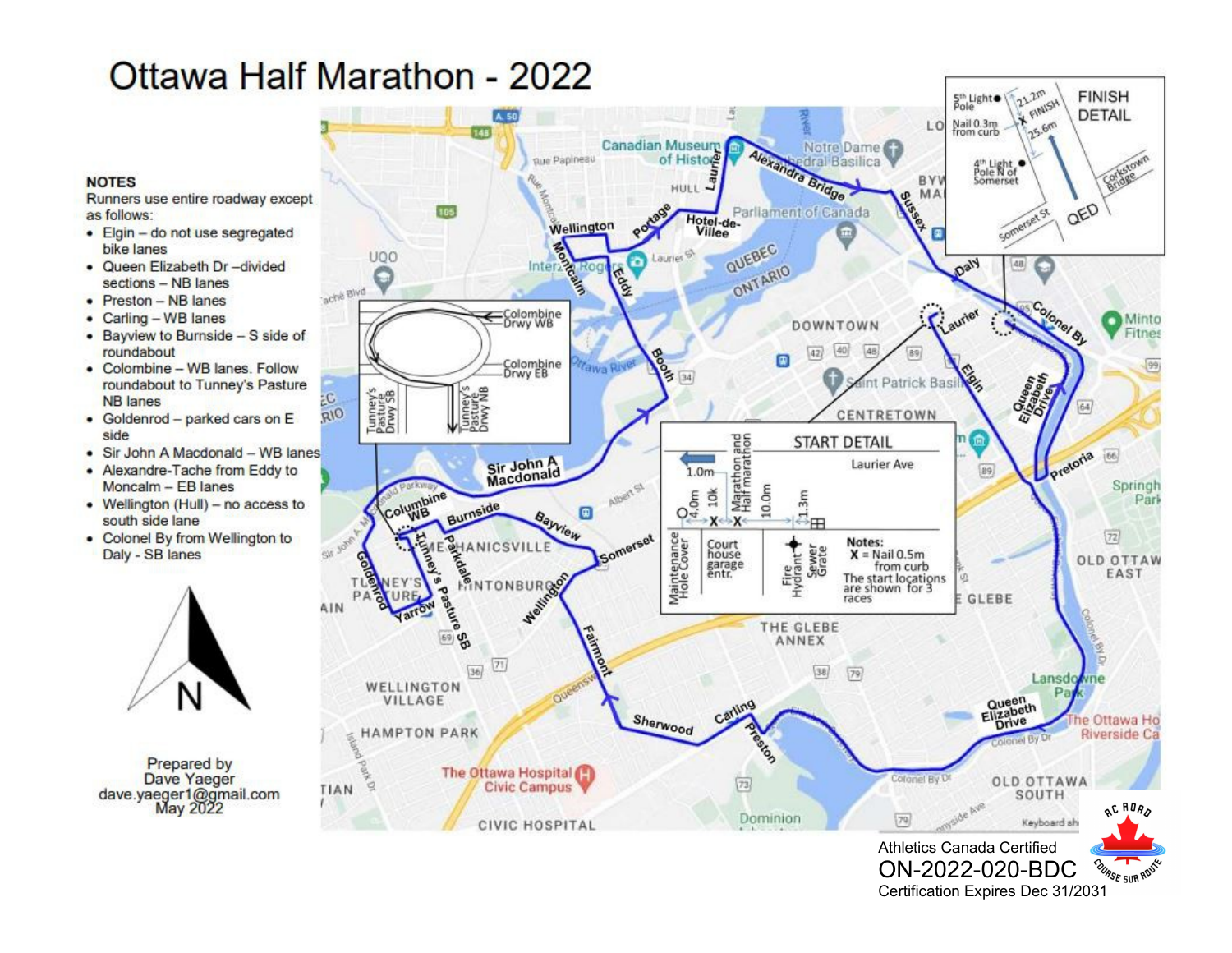# Ottawa Half Marathon - 2022

## NOTES

Runners use entire roadway except as follows:

- Elgin – do not use segregated bike lanes
- Queen Elizabeth Dr –divided sections – NB lanes
- Preston – NB lanes
- Carling – WB lanes
- Bayview to Burnside – S side of roundabout
- Colombine – WB lanes. Follow roundabout to Tunney's Pasture NB lanes
- Goldenrod – parked cars on E side
- Sir John A Macdonald – WB lanes
- Alexandre-Tache from Eddy to Moncalm – EB lanes
- Wellington (Hull) – no access to south side lane
- Colonel By from Wellington to Daly - SB lanes

Prepared by
Dave Yaeger
dave.yaeger1@gmail.com
May 2022

FINISH DETAIL

5th Light Pole
Nail 0.3m from curb
21.2m
X FINISH
25.6m
4th Light Pole N of Somerset
Somerset St
QED
Corkstown Bridge

START DETAIL

Laurier Ave
1.0m
4.0m
10k
Marathon and Half marathon
10.0m
1.3m
Maintenance Hole Cover
Court house garage entr.
Fire Hydrant
Sewer Grate

Notes:
X = Nail 0.5m from curb
The start locations are shown for 3 races

Colombine Drwy WB
Colombine Drwy EB
Tunney's Pasture Drwy SB
Tunney's Pasture Drwy NB

Athletics Canada Certified
ON-2022-020-BDC
Certification Expires Dec 31/2031